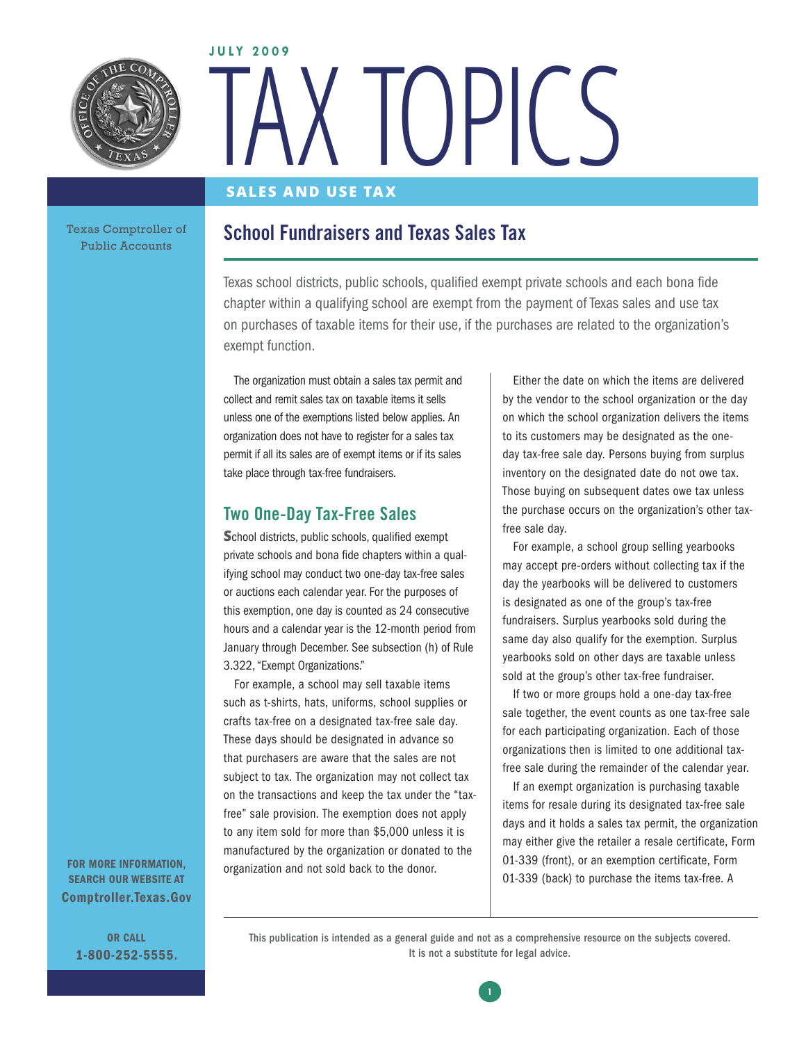JULY 2009

# TAX TOPICS

SALES AND USE TAX

Texas Comptroller of Public Accounts

## School Fundraisers and Texas Sales Tax

Texas school districts, public schools, qualified exempt private schools and each bona fide chapter within a qualifying school are exempt from the payment of Texas sales and use tax on purchases of taxable items for their use, if the purchases are related to the organization's exempt function.

The organization must obtain a sales tax permit and collect and remit sales tax on taxable items it sells unless one of the exemptions listed below applies. An organization does not have to register for a sales tax permit if all its sales are of exempt items or if its sales take place through tax-free fundraisers.

### Two One-Day Tax-Free Sales

School districts, public schools, qualified exempt private schools and bona fide chapters within a qualifying school may conduct two one-day tax-free sales or auctions each calendar year. For the purposes of this exemption, one day is counted as 24 consecutive hours and a calendar year is the 12-month period from January through December. See subsection (h) of Rule 3.322, "Exempt Organizations."

For example, a school may sell taxable items such as t-shirts, hats, uniforms, school supplies or crafts tax-free on a designated tax-free sale day. These days should be designated in advance so that purchasers are aware that the sales are not subject to tax. The organization may not collect tax on the transactions and keep the tax under the "tax-free" sale provision. The exemption does not apply to any item sold for more than $5,000 unless it is manufactured by the organization or donated to the organization and not sold back to the donor.

Either the date on which the items are delivered by the vendor to the school organization or the day on which the school organization delivers the items to its customers may be designated as the one-day tax-free sale day. Persons buying from surplus inventory on the designated date do not owe tax. Those buying on subsequent dates owe tax unless the purchase occurs on the organization's other tax-free sale day.

For example, a school group selling yearbooks may accept pre-orders without collecting tax if the day the yearbooks will be delivered to customers is designated as one of the group's tax-free fundraisers. Surplus yearbooks sold during the same day also qualify for the exemption. Surplus yearbooks sold on other days are taxable unless sold at the group's other tax-free fundraiser.

If two or more groups hold a one-day tax-free sale together, the event counts as one tax-free sale for each participating organization. Each of those organizations then is limited to one additional tax-free sale during the remainder of the calendar year.

If an exempt organization is purchasing taxable items for resale during its designated tax-free sale days and it holds a sales tax permit, the organization may either give the retailer a resale certificate, Form 01-339 (front), or an exemption certificate, Form 01-339 (back) to purchase the items tax-free. A

FOR MORE INFORMATION, SEARCH OUR WEBSITE AT **Comptroller.Texas.Gov**

OR CALL **1-800-252-5555.**

This publication is intended as a general guide and not as a comprehensive resource on the subjects covered. It is not a substitute for legal advice.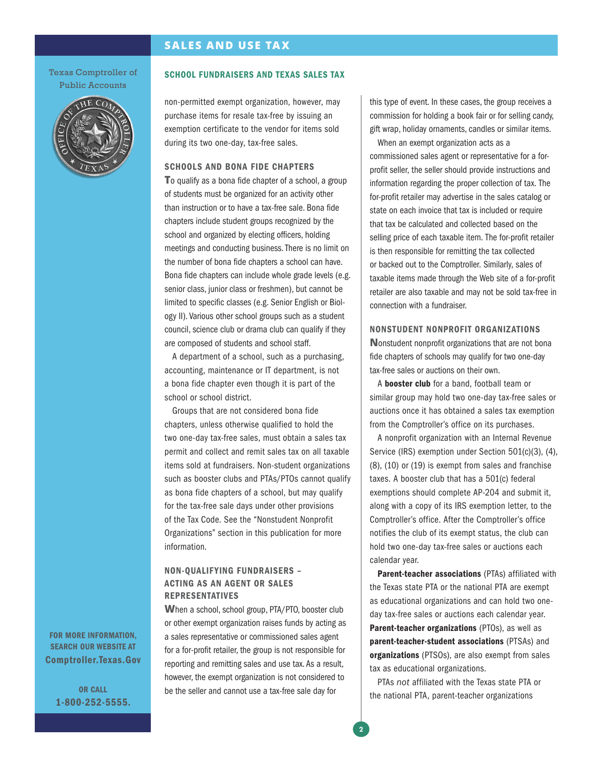non-permitted exempt organization, however, may purchase items for resale tax-free by issuing an exemption certificate to the vendor for items sold during its two one-day, tax-free sales.

### SCHOOLS AND BONA FIDE CHAPTERS

To qualify as a bona fide chapter of a school, a group of students must be organized for an activity other than instruction or to have a tax-free sale. Bona fide chapters include student groups recognized by the school and organized by electing officers, holding meetings and conducting business. There is no limit on the number of bona fide chapters a school can have. Bona fide chapters can include whole grade levels (e.g. senior class, junior class or freshmen), but cannot be limited to specific classes (e.g. Senior English or Biology II). Various other school groups such as a student council, science club or drama club can qualify if they are composed of students and school staff.

A department of a school, such as a purchasing, accounting, maintenance or IT department, is not a bona fide chapter even though it is part of the school or school district.

Groups that are not considered bona fide chapters, unless otherwise qualified to hold the two one-day tax-free sales, must obtain a sales tax permit and collect and remit sales tax on all taxable items sold at fundraisers. Non-student organizations such as booster clubs and PTAs/PTOs cannot qualify as bona fide chapters of a school, but may qualify for the tax-free sale days under other provisions of the Tax Code. See the "Nonstudent Nonprofit Organizations" section in this publication for more information.

### NON-QUALIFYING FUNDRAISERS – ACTING AS AN AGENT OR SALES REPRESENTATIVES

When a school, school group, PTA/PTO, booster club or other exempt organization raises funds by acting as a sales representative or commissioned sales agent for a for-profit retailer, the group is not responsible for reporting and remitting sales and use tax. As a result, however, the exempt organization is not considered to be the seller and cannot use a tax-free sale day for this type of event. In these cases, the group receives a commission for holding a book fair or for selling candy, gift wrap, holiday ornaments, candles or similar items.

When an exempt organization acts as a commissioned sales agent or representative for a for-profit seller, the seller should provide instructions and information regarding the proper collection of tax. The for-profit retailer may advertise in the sales catalog or state on each invoice that tax is included or require that tax be calculated and collected based on the selling price of each taxable item. The for-profit retailer is then responsible for remitting the tax collected or backed out to the Comptroller. Similarly, sales of taxable items made through the Web site of a for-profit retailer are also taxable and may not be sold tax-free in connection with a fundraiser.

### NONSTUDENT NONPROFIT ORGANIZATIONS

Nonstudent nonprofit organizations that are not bona fide chapters of schools may qualify for two one-day tax-free sales or auctions on their own.

A **booster club** for a band, football team or similar group may hold two one-day tax-free sales or auctions once it has obtained a sales tax exemption from the Comptroller's office on its purchases.

A nonprofit organization with an Internal Revenue Service (IRS) exemption under Section 501(c)(3), (4), (8), (10) or (19) is exempt from sales and franchise taxes. A booster club that has a 501(c) federal exemptions should complete AP-204 and submit it, along with a copy of its IRS exemption letter, to the Comptroller's office. After the Comptroller's office notifies the club of its exempt status, the club can hold two one-day tax-free sales or auctions each calendar year.

**Parent-teacher associations** (PTAs) affiliated with the Texas state PTA or the national PTA are exempt as educational organizations and can hold two one-day tax-free sales or auctions each calendar year. **Parent-teacher organizations** (PTOs), as well as **parent-teacher-student associations** (PTSAs) and **organizations** (PTSOs), are also exempt from sales tax as educational organizations.

PTAs *not* affiliated with the Texas state PTA or the national PTA, parent-teacher organizations

FOR MORE INFORMATION, SEARCH OUR WEBSITE AT **Comptroller.Texas.Gov**

OR CALL **1-800-252-5555.**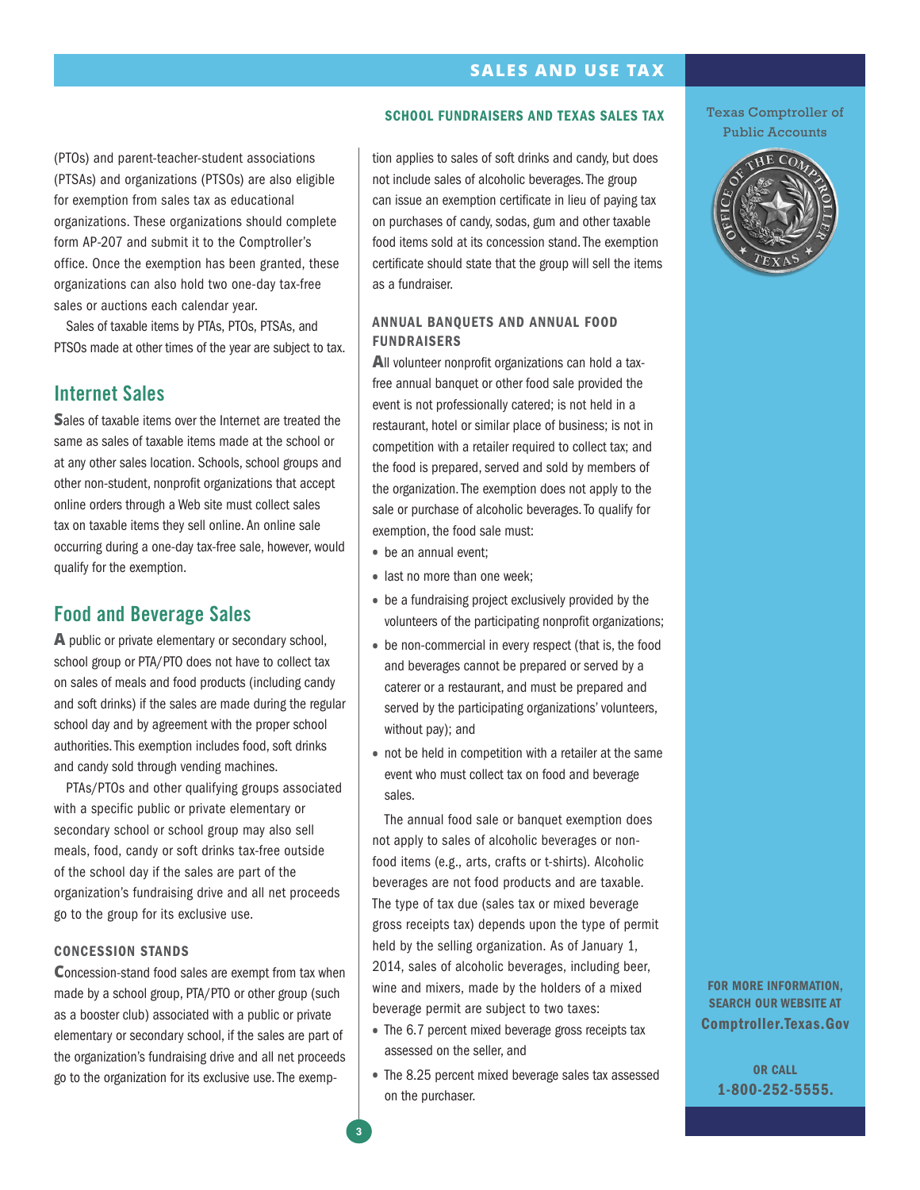(PTOs) and parent-teacher-student associations (PTSAs) and organizations (PTSOs) are also eligible for exemption from sales tax as educational organizations. These organizations should complete form AP-207 and submit it to the Comptroller's office. Once the exemption has been granted, these organizations can also hold two one-day tax-free sales or auctions each calendar year.

Sales of taxable items by PTAs, PTOs, PTSAs, and PTSOs made at other times of the year are subject to tax.

## Internet Sales

Sales of taxable items over the Internet are treated the same as sales of taxable items made at the school or at any other sales location. Schools, school groups and other non-student, nonprofit organizations that accept online orders through a Web site must collect sales tax on taxable items they sell online. An online sale occurring during a one-day tax-free sale, however, would qualify for the exemption.

## Food and Beverage Sales

A public or private elementary or secondary school, school group or PTA/PTO does not have to collect tax on sales of meals and food products (including candy and soft drinks) if the sales are made during the regular school day and by agreement with the proper school authorities. This exemption includes food, soft drinks and candy sold through vending machines.

PTAs/PTOs and other qualifying groups associated with a specific public or private elementary or secondary school or school group may also sell meals, food, candy or soft drinks tax-free outside of the school day if the sales are part of the organization's fundraising drive and all net proceeds go to the group for its exclusive use.

### CONCESSION STANDS

Concession-stand food sales are exempt from tax when made by a school group, PTA/PTO or other group (such as a booster club) associated with a public or private elementary or secondary school, if the sales are part of the organization's fundraising drive and all net proceeds go to the organization for its exclusive use. The exemption applies to sales of soft drinks and candy, but does not include sales of alcoholic beverages. The group can issue an exemption certificate in lieu of paying tax on purchases of candy, sodas, gum and other taxable food items sold at its concession stand. The exemption certificate should state that the group will sell the items as a fundraiser.

### ANNUAL BANQUETS AND ANNUAL FOOD FUNDRAISERS

All volunteer nonprofit organizations can hold a tax-free annual banquet or other food sale provided the event is not professionally catered; is not held in a restaurant, hotel or similar place of business; is not in competition with a retailer required to collect tax; and the food is prepared, served and sold by members of the organization. The exemption does not apply to the sale or purchase of alcoholic beverages. To qualify for exemption, the food sale must:

- be an annual event;
- last no more than one week;
- be a fundraising project exclusively provided by the volunteers of the participating nonprofit organizations;
- be non-commercial in every respect (that is, the food and beverages cannot be prepared or served by a caterer or a restaurant, and must be prepared and served by the participating organizations' volunteers, without pay); and
- not be held in competition with a retailer at the same event who must collect tax on food and beverage sales.

The annual food sale or banquet exemption does not apply to sales of alcoholic beverages or non-food items (e.g., arts, crafts or t-shirts). Alcoholic beverages are not food products and are taxable. The type of tax due (sales tax or mixed beverage gross receipts tax) depends upon the type of permit held by the selling organization. As of January 1, 2014, sales of alcoholic beverages, including beer, wine and mixers, made by the holders of a mixed beverage permit are subject to two taxes:

- The 6.7 percent mixed beverage gross receipts tax assessed on the seller, and
- The 8.25 percent mixed beverage sales tax assessed on the purchaser.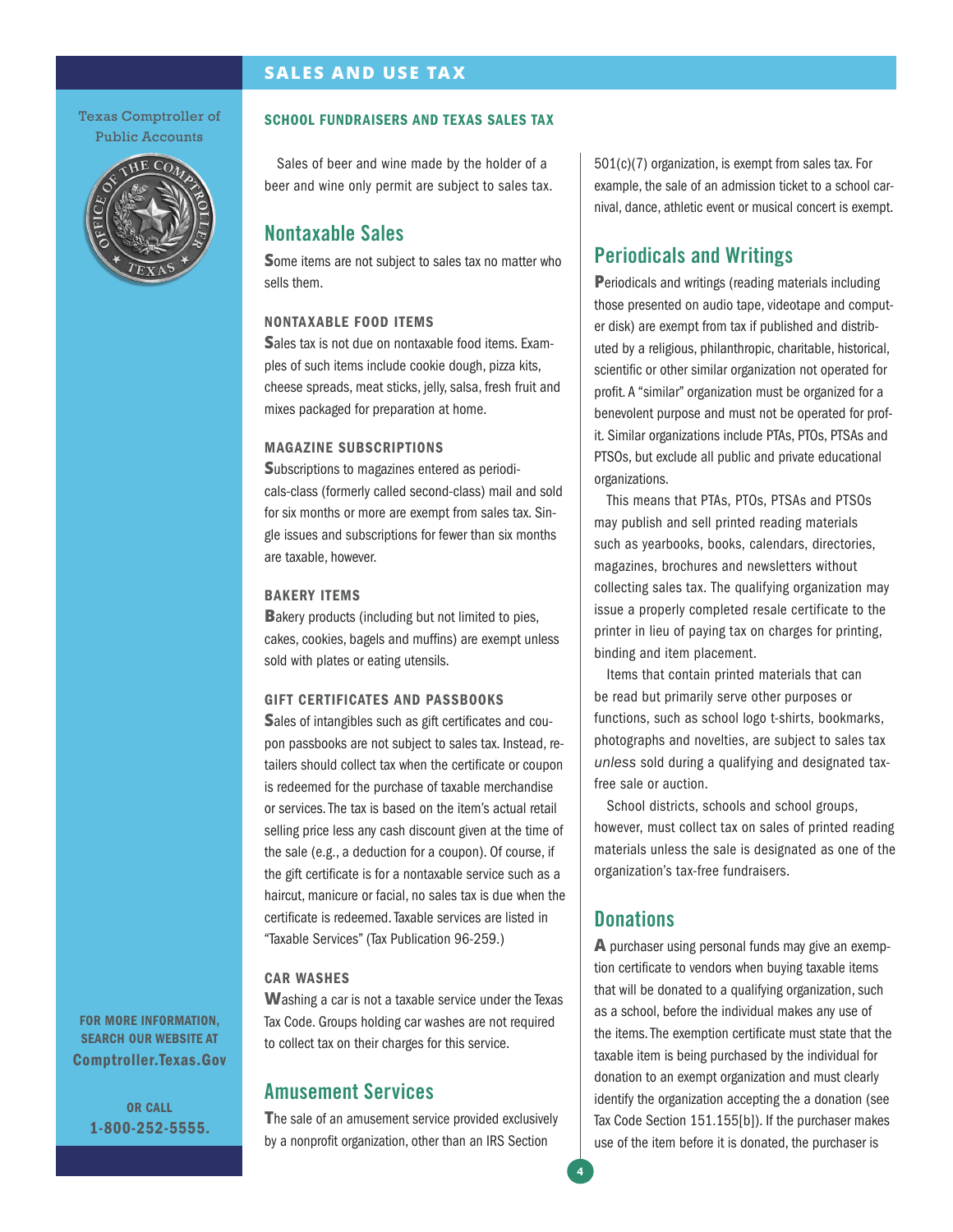Sales of beer and wine made by the holder of a beer and wine only permit are subject to sales tax.

## Nontaxable Sales

Some items are not subject to sales tax no matter who sells them.

### NONTAXABLE FOOD ITEMS

Sales tax is not due on nontaxable food items. Examples of such items include cookie dough, pizza kits, cheese spreads, meat sticks, jelly, salsa, fresh fruit and mixes packaged for preparation at home.

### MAGAZINE SUBSCRIPTIONS

Subscriptions to magazines entered as periodicals-class (formerly called second-class) mail and sold for six months or more are exempt from sales tax. Single issues and subscriptions for fewer than six months are taxable, however.

### BAKERY ITEMS

Bakery products (including but not limited to pies, cakes, cookies, bagels and muffins) are exempt unless sold with plates or eating utensils.

### GIFT CERTIFICATES AND PASSBOOKS

Sales of intangibles such as gift certificates and coupon passbooks are not subject to sales tax. Instead, retailers should collect tax when the certificate or coupon is redeemed for the purchase of taxable merchandise or services. The tax is based on the item's actual retail selling price less any cash discount given at the time of the sale (e.g., a deduction for a coupon). Of course, if the gift certificate is for a nontaxable service such as a haircut, manicure or facial, no sales tax is due when the certificate is redeemed. Taxable services are listed in "Taxable Services" (Tax Publication 96-259.)

### CAR WASHES

Washing a car is not a taxable service under the Texas Tax Code. Groups holding car washes are not required to collect tax on their charges for this service.

## Amusement Services

The sale of an amusement service provided exclusively by a nonprofit organization, other than an IRS Section 501(c)(7) organization, is exempt from sales tax. For example, the sale of an admission ticket to a school carnival, dance, athletic event or musical concert is exempt.

## Periodicals and Writings

Periodicals and writings (reading materials including those presented on audio tape, videotape and computer disk) are exempt from tax if published and distributed by a religious, philanthropic, charitable, historical, scientific or other similar organization not operated for profit. A "similar" organization must be organized for a benevolent purpose and must not be operated for profit. Similar organizations include PTAs, PTOs, PTSAs and PTSOs, but exclude all public and private educational organizations.

This means that PTAs, PTOs, PTSAs and PTSOs may publish and sell printed reading materials such as yearbooks, books, calendars, directories, magazines, brochures and newsletters without collecting sales tax. The qualifying organization may issue a properly completed resale certificate to the printer in lieu of paying tax on charges for printing, binding and item placement.

Items that contain printed materials that can be read but primarily serve other purposes or functions, such as school logo t-shirts, bookmarks, photographs and novelties, are subject to sales tax *unless* sold during a qualifying and designated tax-free sale or auction.

School districts, schools and school groups, however, must collect tax on sales of printed reading materials unless the sale is designated as one of the organization's tax-free fundraisers.

## Donations

A purchaser using personal funds may give an exemption certificate to vendors when buying taxable items that will be donated to a qualifying organization, such as a school, before the individual makes any use of the items. The exemption certificate must state that the taxable item is being purchased by the individual for donation to an exempt organization and must clearly identify the organization accepting the a donation (see Tax Code Section 151.155[b]). If the purchaser makes use of the item before it is donated, the purchaser is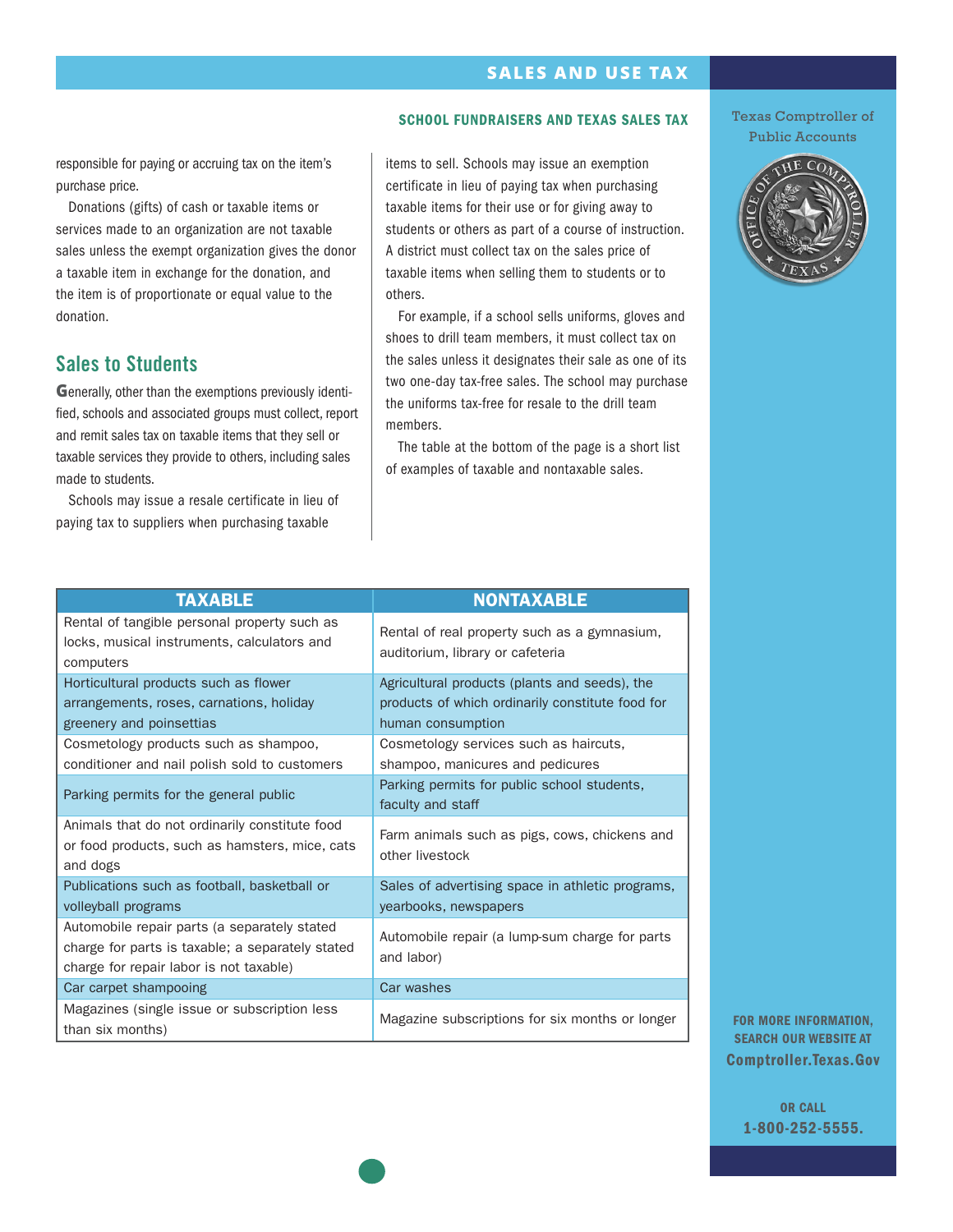responsible for paying or accruing tax on the item's purchase price.

Donations (gifts) of cash or taxable items or services made to an organization are not taxable sales unless the exempt organization gives the donor a taxable item in exchange for the donation, and the item is of proportionate or equal value to the donation.

## Sales to Students

Generally, other than the exemptions previously identified, schools and associated groups must collect, report and remit sales tax on taxable items that they sell or taxable services they provide to others, including sales made to students.

Schools may issue a resale certificate in lieu of paying tax to suppliers when purchasing taxable items to sell. Schools may issue an exemption certificate in lieu of paying tax when purchasing taxable items for their use or for giving away to students or others as part of a course of instruction. A district must collect tax on the sales price of taxable items when selling them to students or to others.

For example, if a school sells uniforms, gloves and shoes to drill team members, it must collect tax on the sales unless it designates their sale as one of its two one-day tax-free sales. The school may purchase the uniforms tax-free for resale to the drill team members.

The table at the bottom of the page is a short list of examples of taxable and nontaxable sales.

| TAXABLE | NONTAXABLE |
|---|---|
| Rental of tangible personal property such as locks, musical instruments, calculators and computers | Rental of real property such as a gymnasium, auditorium, library or cafeteria |
| Horticultural products such as flower arrangements, roses, carnations, holiday greenery and poinsettias | Agricultural products (plants and seeds), the products of which ordinarily constitute food for human consumption |
| Cosmetology products such as shampoo, conditioner and nail polish sold to customers | Cosmetology services such as haircuts, shampoo, manicures and pedicures |
| Parking permits for the general public | Parking permits for public school students, faculty and staff |
| Animals that do not ordinarily constitute food or food products, such as hamsters, mice, cats and dogs | Farm animals such as pigs, cows, chickens and other livestock |
| Publications such as football, basketball or volleyball programs | Sales of advertising space in athletic programs, yearbooks, newspapers |
| Automobile repair parts (a separately stated charge for parts is taxable; a separately stated charge for repair labor is not taxable) | Automobile repair (a lump-sum charge for parts and labor) |
| Car carpet shampooing | Car washes |
| Magazines (single issue or subscription less than six months) | Magazine subscriptions for six months or longer |

FOR MORE INFORMATION, SEARCH OUR WEBSITE AT **Comptroller.Texas.Gov**

OR CALL **1-800-252-5555.**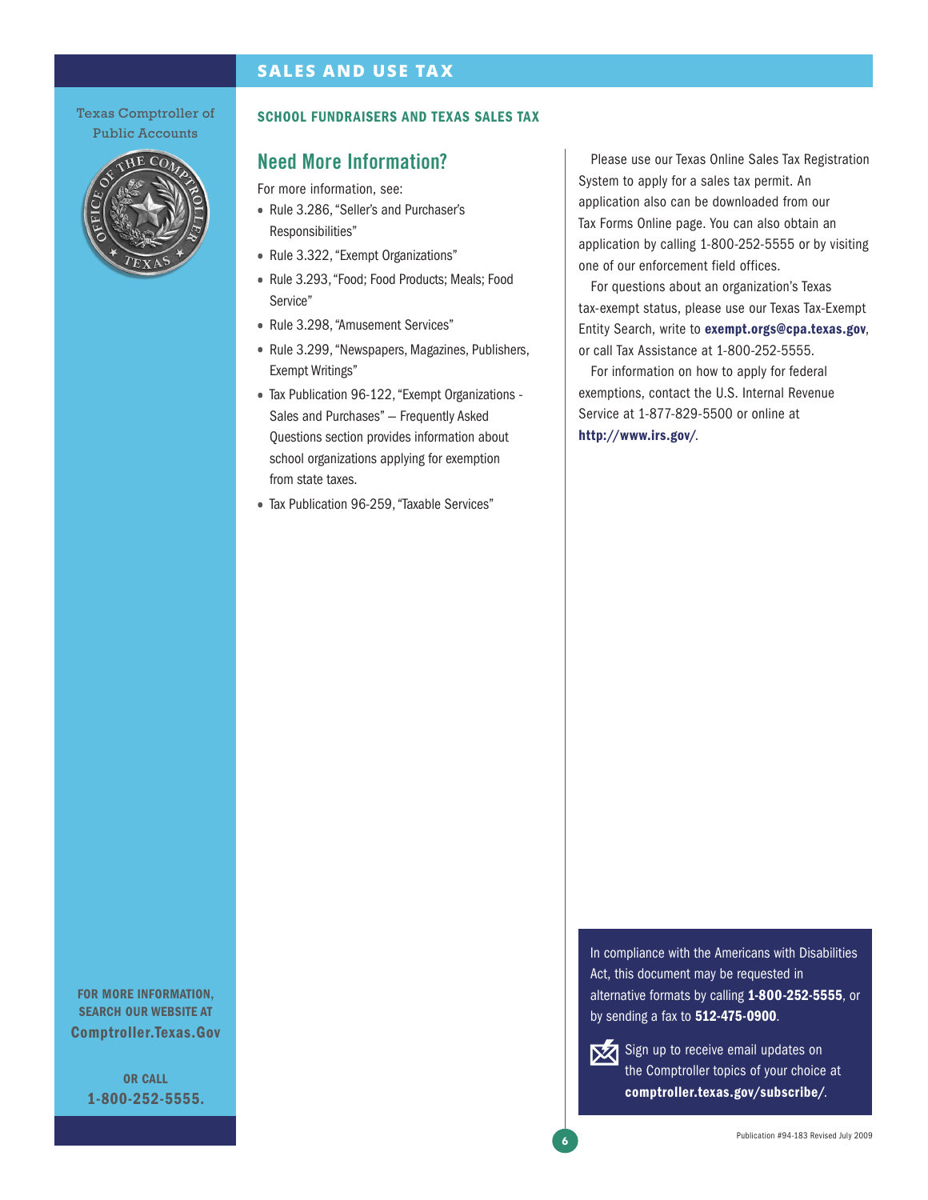## Need More Information?

For more information, see:

- Rule 3.286, "Seller's and Purchaser's Responsibilities"
- Rule 3.322, "Exempt Organizations"
- Rule 3.293, "Food; Food Products; Meals; Food Service"
- Rule 3.298, "Amusement Services"
- Rule 3.299, "Newspapers, Magazines, Publishers, Exempt Writings"
- Tax Publication 96-122, "Exempt Organizations - Sales and Purchases" – Frequently Asked Questions section provides information about school organizations applying for exemption from state taxes.
- Tax Publication 96-259, "Taxable Services"

Please use our Texas Online Sales Tax Registration System to apply for a sales tax permit. An application also can be downloaded from our Tax Forms Online page. You can also obtain an application by calling 1-800-252-5555 or by visiting one of our enforcement field offices.

For questions about an organization's Texas tax-exempt status, please use our Texas Tax-Exempt Entity Search, write to **exempt.orgs@cpa.texas.gov**, or call Tax Assistance at 1-800-252-5555.

For information on how to apply for federal exemptions, contact the U.S. Internal Revenue Service at 1-877-829-5500 or online at **http://www.irs.gov/**.

In compliance with the Americans with Disabilities Act, this document may be requested in alternative formats by calling **1-800-252-5555**, or by sending a fax to **512-475-0900**.

Sign up to receive email updates on the Comptroller topics of your choice at **comptroller.texas.gov/subscribe/**.

**FOR MORE INFORMATION, SEARCH OUR WEBSITE AT Comptroller.Texas.Gov**

**OR CALL 1-800-252-5555.**

Publication #94-183 Revised July 2009